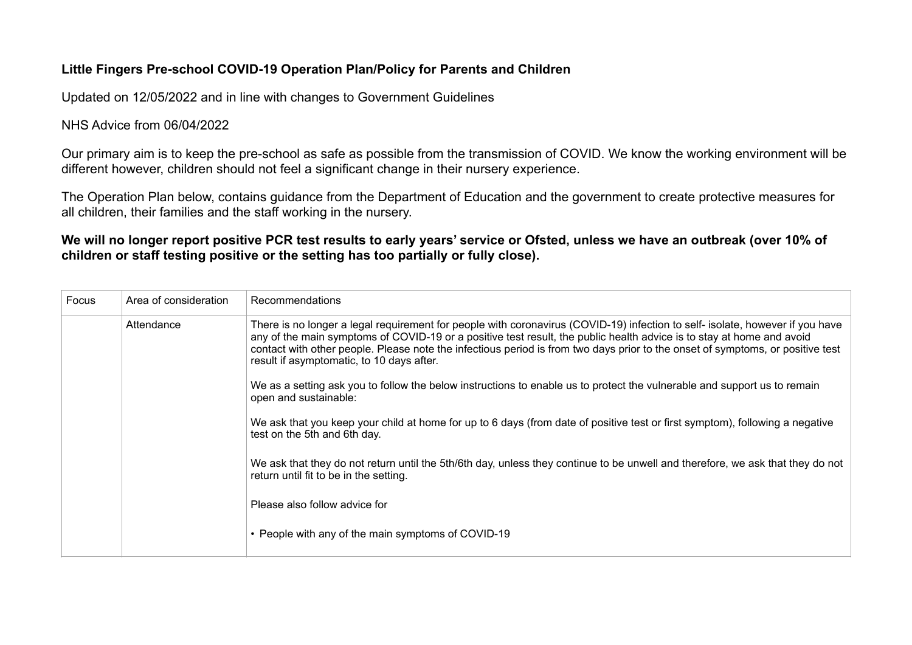**Little Fingers Pre-school COVID-19 Operation Plan/Policy for Parents and Children**

Updated on 12/05/2022 and in line with changes to Government Guidelines

NHS Advice from 06/04/2022

Our primary aim is to keep the pre-school as safe as possible from the transmission of COVID. We know the working environment will be different however, children should not feel a significant change in their nursery experience.

The Operation Plan below, contains guidance from the Department of Education and the government to create protective measures for all children, their families and the staff working in the nursery.

**We will no longer report positive PCR test results to early years' service or Ofsted, unless we have an outbreak (over 10% of children or staff testing positive or the setting has too partially or fully close).**

| Focus | Area of consideration | Recommendations |
|---|---|---|
| | Attendance | There is no longer a legal requirement for people with coronavirus (COVID-19) infection to self- isolate, however if you have any of the main symptoms of COVID-19 or a positive test result, the public health advice is to stay at home and avoid contact with other people. Please note the infectious period is from two days prior to the onset of symptoms, or positive test result if asymptomatic, to 10 days after.<br><br>We as a setting ask you to follow the below instructions to enable us to protect the vulnerable and support us to remain open and sustainable:<br><br>We ask that you keep your child at home for up to 6 days (from date of positive test or first symptom), following a negative test on the 5th and 6th day.<br><br>We ask that they do not return until the 5th/6th day, unless they continue to be unwell and therefore, we ask that they do not return until fit to be in the setting.<br><br>Please also follow advice for<br><br>• People with any of the main symptoms of COVID-19 |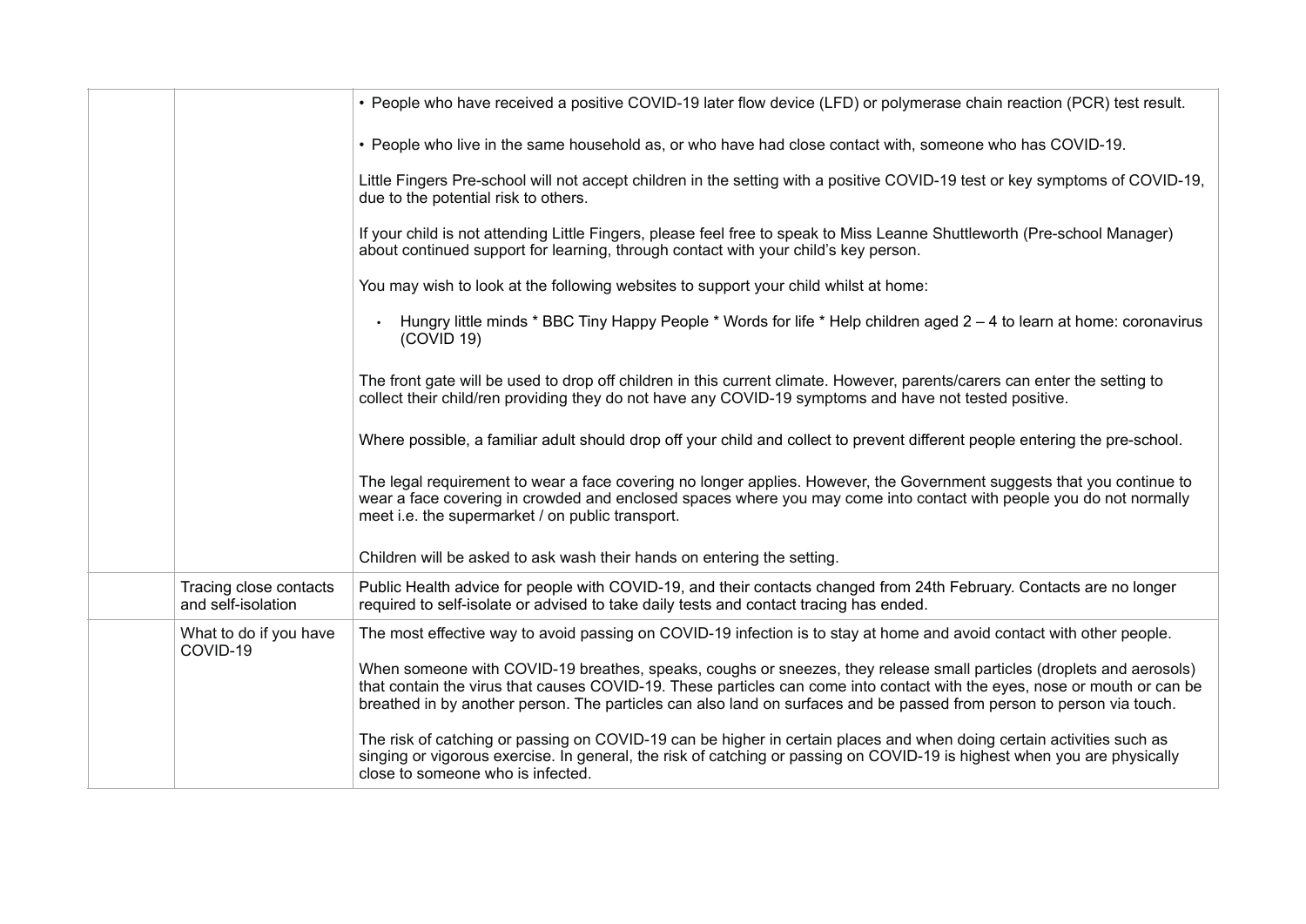| | | |
|---|---|---|
| | | • People who have received a positive COVID-19 later flow device (LFD) or polymerase chain reaction (PCR) test result.<br><br>• People who live in the same household as, or who have had close contact with, someone who has COVID-19.<br><br>Little Fingers Pre-school will not accept children in the setting with a positive COVID-19 test or key symptoms of COVID-19, due to the potential risk to others.<br><br>If your child is not attending Little Fingers, please feel free to speak to Miss Leanne Shuttleworth (Pre-school Manager) about continued support for learning, through contact with your child's key person.<br><br>You may wish to look at the following websites to support your child whilst at home:<br><br>• Hungry little minds * BBC Tiny Happy People * Words for life * Help children aged 2 – 4 to learn at home: coronavirus (COVID 19)<br><br>The front gate will be used to drop off children in this current climate. However, parents/carers can enter the setting to collect their child/ren providing they do not have any COVID-19 symptoms and have not tested positive.<br><br>Where possible, a familiar adult should drop off your child and collect to prevent different people entering the pre-school.<br><br>The legal requirement to wear a face covering no longer applies. However, the Government suggests that you continue to wear a face covering in crowded and enclosed spaces where you may come into contact with people you do not normally meet i.e. the supermarket / on public transport.<br><br>Children will be asked to ask wash their hands on entering the setting. |
| | Tracing close contacts and self-isolation | Public Health advice for people with COVID-19, and their contacts changed from 24th February. Contacts are no longer required to self-isolate or advised to take daily tests and contact tracing has ended. |
| | What to do if you have COVID-19 | The most effective way to avoid passing on COVID-19 infection is to stay at home and avoid contact with other people.<br><br>When someone with COVID-19 breathes, speaks, coughs or sneezes, they release small particles (droplets and aerosols) that contain the virus that causes COVID-19. These particles can come into contact with the eyes, nose or mouth or can be breathed in by another person. The particles can also land on surfaces and be passed from person to person via touch.<br><br>The risk of catching or passing on COVID-19 can be higher in certain places and when doing certain activities such as singing or vigorous exercise. In general, the risk of catching or passing on COVID-19 is highest when you are physically close to someone who is infected. |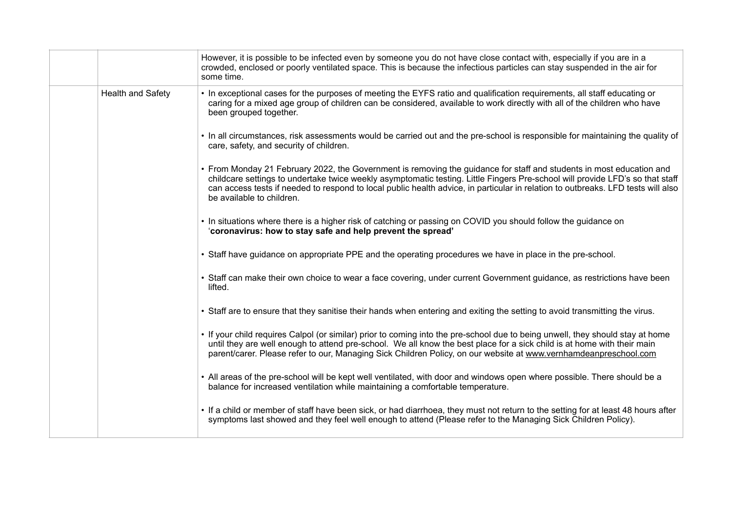| | | |
|---|---|---|
| | | However, it is possible to be infected even by someone you do not have close contact with, especially if you are in a crowded, enclosed or poorly ventilated space. This is because the infectious particles can stay suspended in the air for some time. |
| | Health and Safety | • In exceptional cases for the purposes of meeting the EYFS ratio and qualification requirements, all staff educating or caring for a mixed age group of children can be considered, available to work directly with all of the children who have been grouped together.<br><br>• In all circumstances, risk assessments would be carried out and the pre-school is responsible for maintaining the quality of care, safety, and security of children.<br><br>• From Monday 21 February 2022, the Government is removing the guidance for staff and students in most education and childcare settings to undertake twice weekly asymptomatic testing. Little Fingers Pre-school will provide LFD's so that staff can access tests if needed to respond to local public health advice, in particular in relation to outbreaks. LFD tests will also be available to children.<br><br>• In situations where there is a higher risk of catching or passing on COVID you should follow the guidance on '**coronavirus: how to stay safe and help prevent the spread'**<br><br>• Staff have guidance on appropriate PPE and the operating procedures we have in place in the pre-school.<br><br>• Staff can make their own choice to wear a face covering, under current Government guidance, as restrictions have been lifted.<br><br>• Staff are to ensure that they sanitise their hands when entering and exiting the setting to avoid transmitting the virus.<br><br>• If your child requires Calpol (or similar) prior to coming into the pre-school due to being unwell, they should stay at home until they are well enough to attend pre-school. We all know the best place for a sick child is at home with their main parent/carer. Please refer to our, Managing Sick Children Policy, on our website at www.vernhamdeanpreschool.com<br><br>• All areas of the pre-school will be kept well ventilated, with door and windows open where possible. There should be a balance for increased ventilation while maintaining a comfortable temperature.<br><br>• If a child or member of staff have been sick, or had diarrhoea, they must not return to the setting for at least 48 hours after symptoms last showed and they feel well enough to attend (Please refer to the Managing Sick Children Policy). |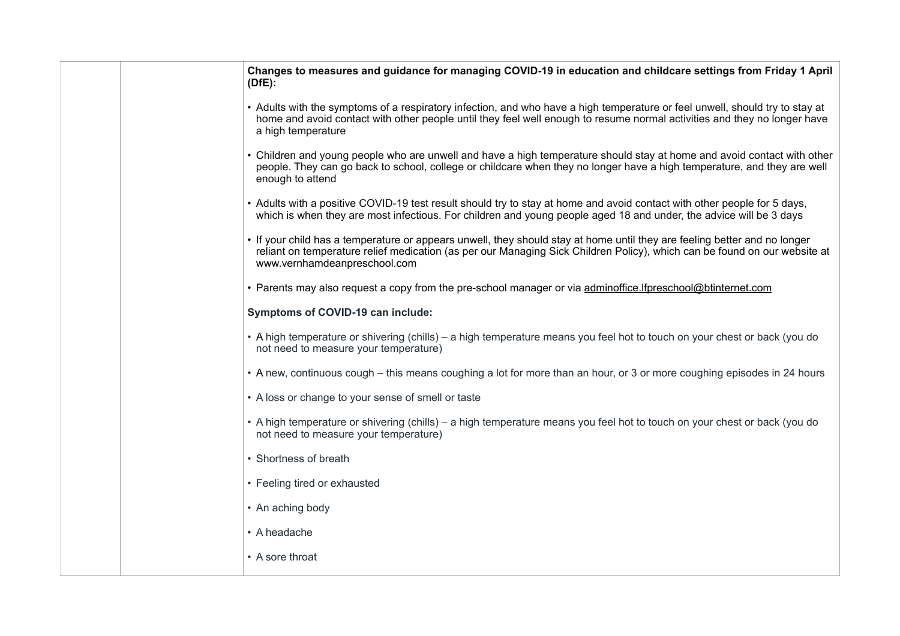| | | **Changes to measures and guidance for managing COVID-19 in education and childcare settings from Friday 1 April (DfE):**<br><br>• Adults with the symptoms of a respiratory infection, and who have a high temperature or feel unwell, should try to stay at home and avoid contact with other people until they feel well enough to resume normal activities and they no longer have a high temperature<br><br>• Children and young people who are unwell and have a high temperature should stay at home and avoid contact with other people. They can go back to school, college or childcare when they no longer have a high temperature, and they are well enough to attend<br><br>• Adults with a positive COVID-19 test result should try to stay at home and avoid contact with other people for 5 days, which is when they are most infectious. For children and young people aged 18 and under, the advice will be 3 days<br><br>• If your child has a temperature or appears unwell, they should stay at home until they are feeling better and no longer reliant on temperature relief medication (as per our Managing Sick Children Policy), which can be found on our website at www.vernhamdeanpreschool.com<br><br>• Parents may also request a copy from the pre-school manager or via adminoffice.lfpreschool@btinternet.com<br><br>**Symptoms of COVID-19 can include:**<br><br>• A high temperature or shivering (chills) – a high temperature means you feel hot to touch on your chest or back (you do not need to measure your temperature)<br><br>• A new, continuous cough – this means coughing a lot for more than an hour, or 3 or more coughing episodes in 24 hours<br><br>• A loss or change to your sense of smell or taste<br><br>• A high temperature or shivering (chills) – a high temperature means you feel hot to touch on your chest or back (you do not need to measure your temperature)<br><br>• Shortness of breath<br><br>• Feeling tired or exhausted<br><br>• An aching body<br><br>• A headache<br><br>• A sore throat |
|---|---|---|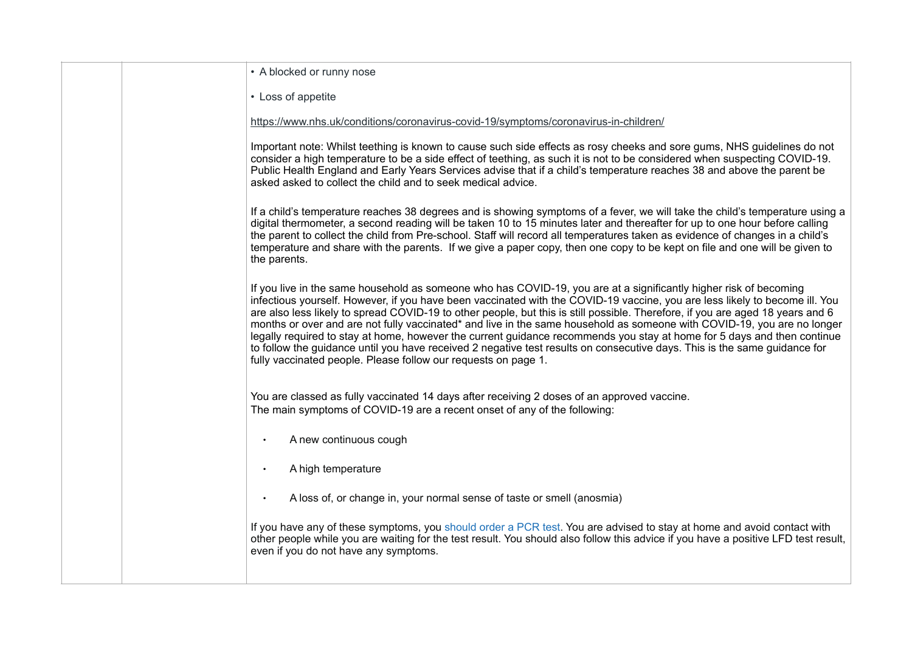| | | • A blocked or runny nose<br><br>• Loss of appetite<br><br>https://www.nhs.uk/conditions/coronavirus-covid-19/symptoms/coronavirus-in-children/<br><br>Important note: Whilst teething is known to cause such side effects as rosy cheeks and sore gums, NHS guidelines do not consider a high temperature to be a side effect of teething, as such it is not to be considered when suspecting COVID-19. Public Health England and Early Years Services advise that if a child's temperature reaches 38 and above the parent be asked asked to collect the child and to seek medical advice.<br><br>If a child's temperature reaches 38 degrees and is showing symptoms of a fever, we will take the child's temperature using a digital thermometer, a second reading will be taken 10 to 15 minutes later and thereafter for up to one hour before calling the parent to collect the child from Pre-school. Staff will record all temperatures taken as evidence of changes in a child's temperature and share with the parents. If we give a paper copy, then one copy to be kept on file and one will be given to the parents.<br><br>If you live in the same household as someone who has COVID-19, you are at a significantly higher risk of becoming infectious yourself. However, if you have been vaccinated with the COVID-19 vaccine, you are less likely to become ill. You are also less likely to spread COVID-19 to other people, but this is still possible. Therefore, if you are aged 18 years and 6 months or over and are not fully vaccinated* and live in the same household as someone with COVID-19, you are no longer legally required to stay at home, however the current guidance recommends you stay at home for 5 days and then continue to follow the guidance until you have received 2 negative test results on consecutive days. This is the same guidance for fully vaccinated people. Please follow our requests on page 1.<br><br>You are classed as fully vaccinated 14 days after receiving 2 doses of an approved vaccine.<br>The main symptoms of COVID-19 are a recent onset of any of the following:<br><br>• A new continuous cough<br><br>• A high temperature<br><br>• A loss of, or change in, your normal sense of taste or smell (anosmia)<br><br>If you have any of these symptoms, you should order a PCR test. You are advised to stay at home and avoid contact with other people while you are waiting for the test result. You should also follow this advice if you have a positive LFD test result, even if you do not have any symptoms. |
|---|---|---|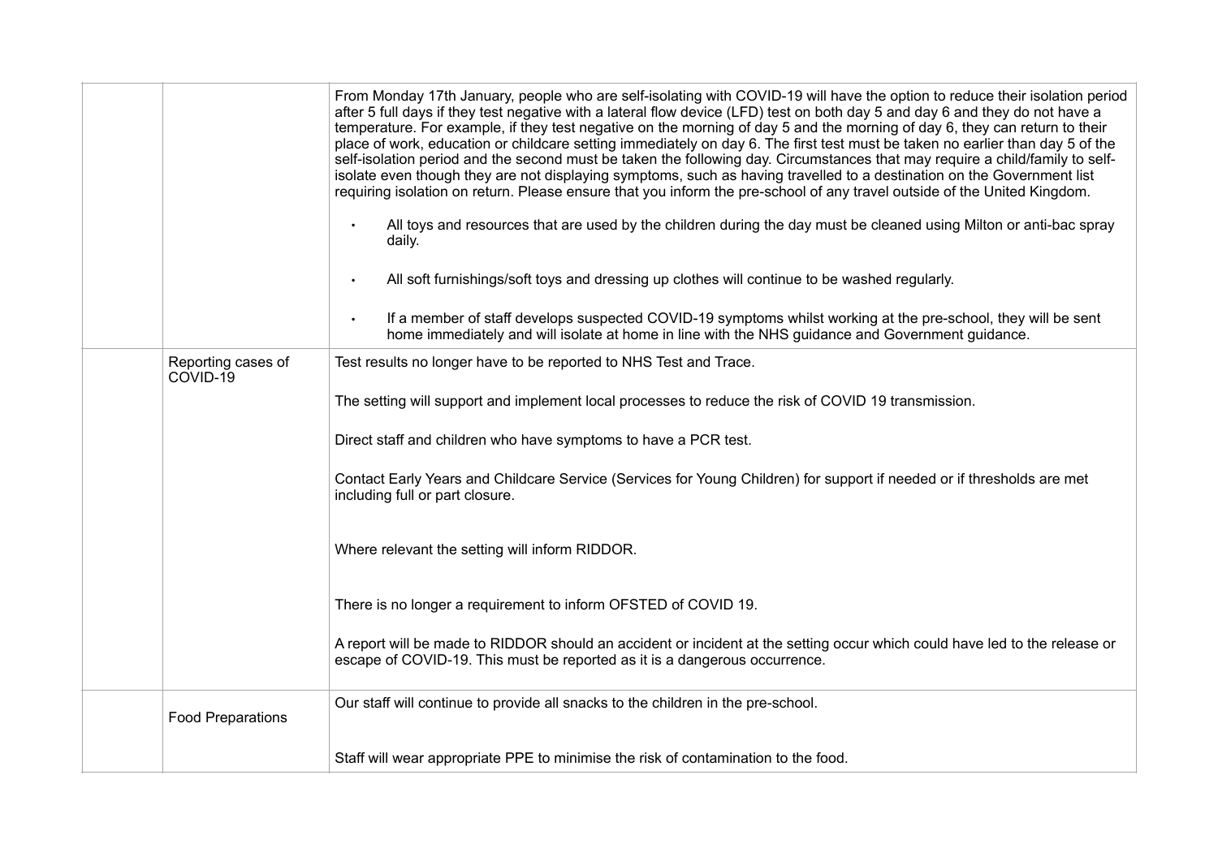| | | |
|---|---|---|
| | | From Monday 17th January, people who are self-isolating with COVID-19 will have the option to reduce their isolation period after 5 full days if they test negative with a lateral flow device (LFD) test on both day 5 and day 6 and they do not have a temperature. For example, if they test negative on the morning of day 5 and the morning of day 6, they can return to their place of work, education or childcare setting immediately on day 6. The first test must be taken no earlier than day 5 of the self-isolation period and the second must be taken the following day. Circumstances that may require a child/family to self-isolate even though they are not displaying symptoms, such as having travelled to a destination on the Government list requiring isolation on return. Please ensure that you inform the pre-school of any travel outside of the United Kingdom.<br><br>• All toys and resources that are used by the children during the day must be cleaned using Milton or anti-bac spray daily.<br><br>• All soft furnishings/soft toys and dressing up clothes will continue to be washed regularly.<br><br>• If a member of staff develops suspected COVID-19 symptoms whilst working at the pre-school, they will be sent home immediately and will isolate at home in line with the NHS guidance and Government guidance. |
| | Reporting cases of COVID-19 | Test results no longer have to be reported to NHS Test and Trace.<br><br>The setting will support and implement local processes to reduce the risk of COVID 19 transmission.<br><br>Direct staff and children who have symptoms to have a PCR test.<br><br>Contact Early Years and Childcare Service (Services for Young Children) for support if needed or if thresholds are met including full or part closure.<br><br>Where relevant the setting will inform RIDDOR.<br><br>There is no longer a requirement to inform OFSTED of COVID 19.<br><br>A report will be made to RIDDOR should an accident or incident at the setting occur which could have led to the release or escape of COVID-19. This must be reported as it is a dangerous occurrence. |
| | Food Preparations | Our staff will continue to provide all snacks to the children in the pre-school.<br><br>Staff will wear appropriate PPE to minimise the risk of contamination to the food. |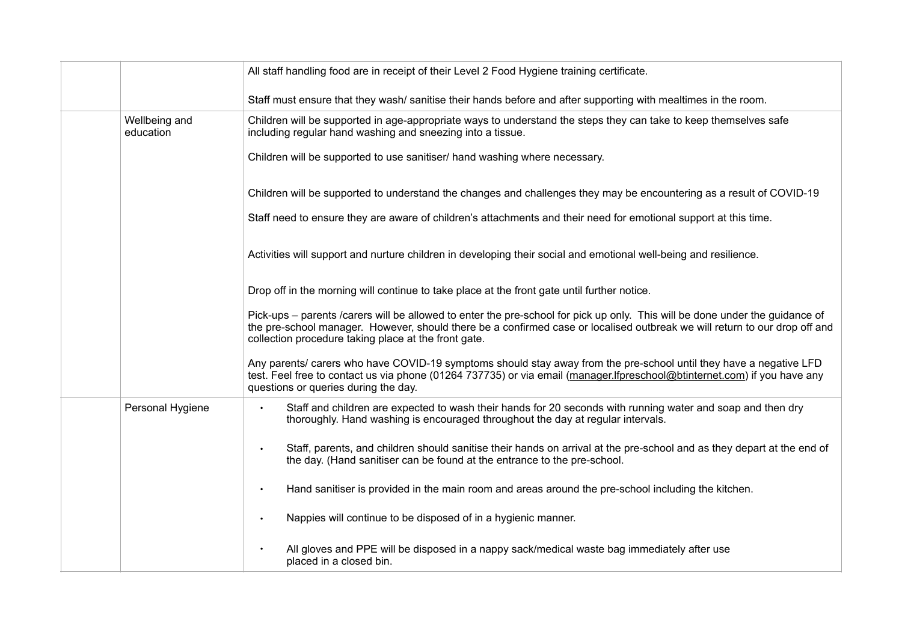| | | |
|---|---|---|
| | | All staff handling food are in receipt of their Level 2 Food Hygiene training certificate.<br><br>Staff must ensure that they wash/ sanitise their hands before and after supporting with mealtimes in the room. |
| | Wellbeing and education | Children will be supported in age-appropriate ways to understand the steps they can take to keep themselves safe including regular hand washing and sneezing into a tissue.<br><br>Children will be supported to use sanitiser/ hand washing where necessary.<br><br>Children will be supported to understand the changes and challenges they may be encountering as a result of COVID-19<br><br>Staff need to ensure they are aware of children's attachments and their need for emotional support at this time.<br><br>Activities will support and nurture children in developing their social and emotional well-being and resilience.<br><br>Drop off in the morning will continue to take place at the front gate until further notice.<br><br>Pick-ups – parents /carers will be allowed to enter the pre-school for pick up only. This will be done under the guidance of the pre-school manager. However, should there be a confirmed case or localised outbreak we will return to our drop off and collection procedure taking place at the front gate.<br><br>Any parents/ carers who have COVID-19 symptoms should stay away from the pre-school until they have a negative LFD test. Feel free to contact us via phone (01264 737735) or via email (manager.lfpreschool@btinternet.com) if you have any questions or queries during the day. |
| | Personal Hygiene | • Staff and children are expected to wash their hands for 20 seconds with running water and soap and then dry thoroughly. Hand washing is encouraged throughout the day at regular intervals.<br><br>• Staff, parents, and children should sanitise their hands on arrival at the pre-school and as they depart at the end of the day. (Hand sanitiser can be found at the entrance to the pre-school.<br><br>• Hand sanitiser is provided in the main room and areas around the pre-school including the kitchen.<br><br>• Nappies will continue to be disposed of in a hygienic manner.<br><br>• All gloves and PPE will be disposed in a nappy sack/medical waste bag immediately after use placed in a closed bin. |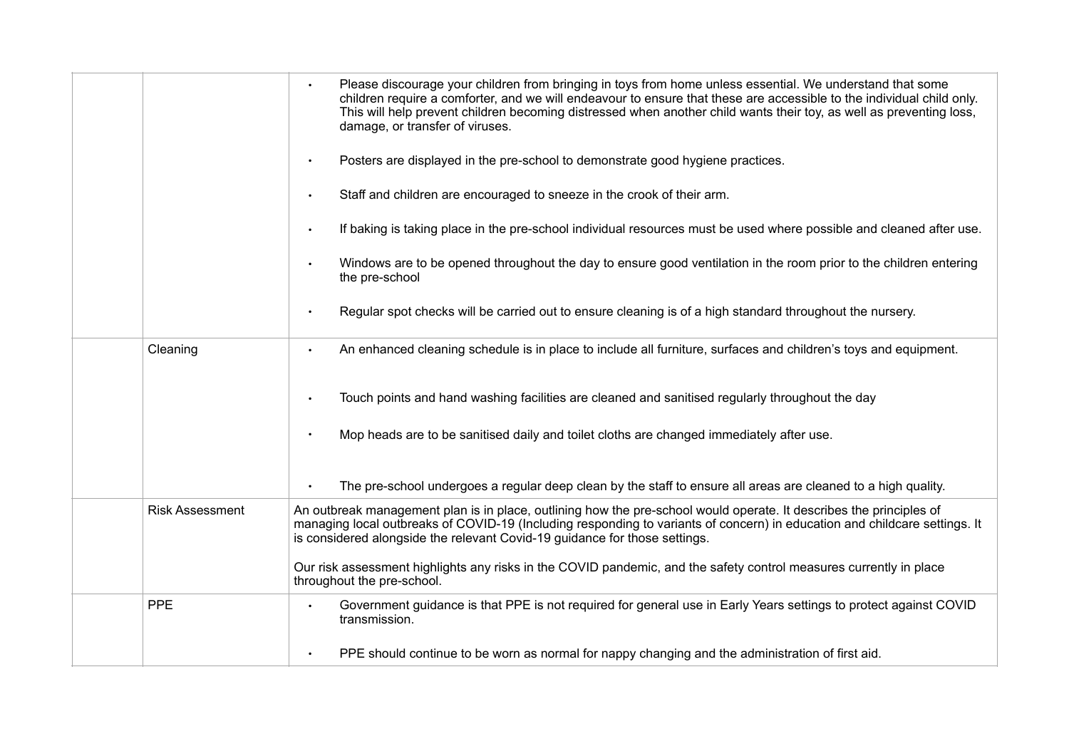| | | |
|---|---|---|
| | | • Please discourage your children from bringing in toys from home unless essential. We understand that some children require a comforter, and we will endeavour to ensure that these are accessible to the individual child only. This will help prevent children becoming distressed when another child wants their toy, as well as preventing loss, damage, or transfer of viruses.<br><br>• Posters are displayed in the pre-school to demonstrate good hygiene practices.<br><br>• Staff and children are encouraged to sneeze in the crook of their arm.<br><br>• If baking is taking place in the pre-school individual resources must be used where possible and cleaned after use.<br><br>• Windows are to be opened throughout the day to ensure good ventilation in the room prior to the children entering the pre-school<br><br>• Regular spot checks will be carried out to ensure cleaning is of a high standard throughout the nursery. |
| | Cleaning | • An enhanced cleaning schedule is in place to include all furniture, surfaces and children's toys and equipment.<br><br>• Touch points and hand washing facilities are cleaned and sanitised regularly throughout the day<br><br>• Mop heads are to be sanitised daily and toilet cloths are changed immediately after use.<br><br>• The pre-school undergoes a regular deep clean by the staff to ensure all areas are cleaned to a high quality. |
| | Risk Assessment | An outbreak management plan is in place, outlining how the pre-school would operate. It describes the principles of managing local outbreaks of COVID-19 (Including responding to variants of concern) in education and childcare settings. It is considered alongside the relevant Covid-19 guidance for those settings.<br><br>Our risk assessment highlights any risks in the COVID pandemic, and the safety control measures currently in place throughout the pre-school. |
| | PPE | • Government guidance is that PPE is not required for general use in Early Years settings to protect against COVID transmission.<br><br>• PPE should continue to be worn as normal for nappy changing and the administration of first aid. |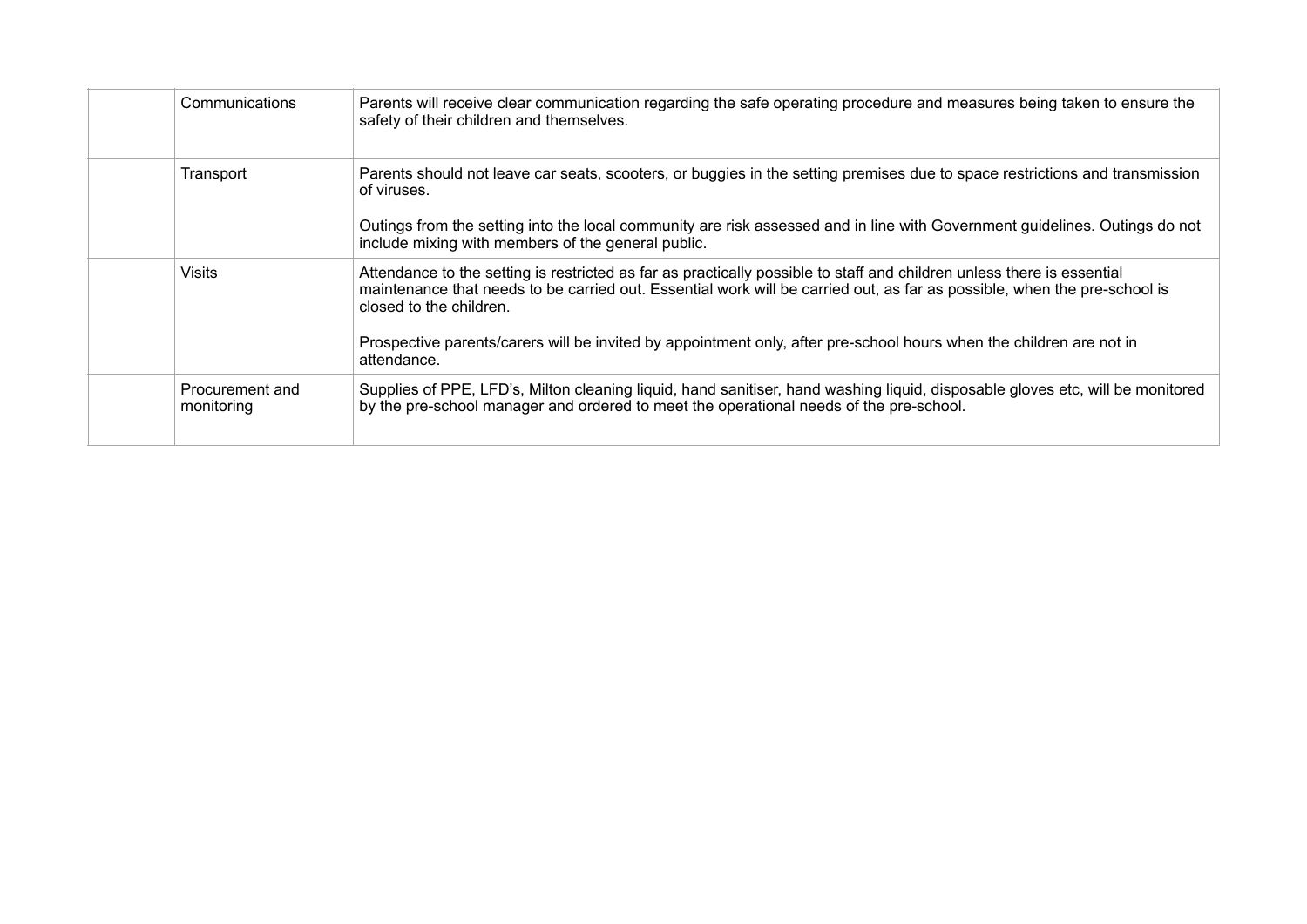| | | |
|---|---|---|
| | Communications | Parents will receive clear communication regarding the safe operating procedure and measures being taken to ensure the safety of their children and themselves. |
| | Transport | Parents should not leave car seats, scooters, or buggies in the setting premises due to space restrictions and transmission of viruses.<br><br>Outings from the setting into the local community are risk assessed and in line with Government guidelines. Outings do not include mixing with members of the general public. |
| | Visits | Attendance to the setting is restricted as far as practically possible to staff and children unless there is essential maintenance that needs to be carried out. Essential work will be carried out, as far as possible, when the pre-school is closed to the children.<br><br>Prospective parents/carers will be invited by appointment only, after pre-school hours when the children are not in attendance. |
| | Procurement and monitoring | Supplies of PPE, LFD's, Milton cleaning liquid, hand sanitiser, hand washing liquid, disposable gloves etc, will be monitored by the pre-school manager and ordered to meet the operational needs of the pre-school. |